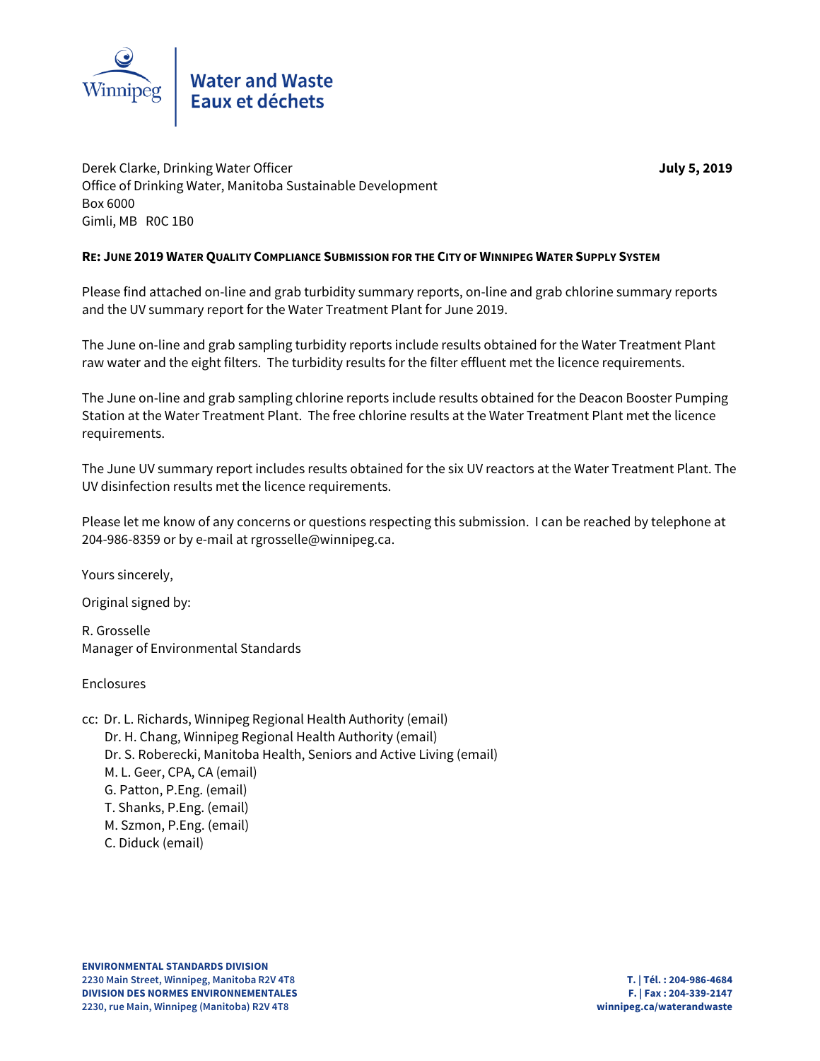Winnipeg

**Water and Waste**
**Eaux et déchets**

Derek Clarke, Drinking Water Officer
Office of Drinking Water, Manitoba Sustainable Development
Box 6000
Gimli, MB R0C 1B0

**July 5, 2019**

**RE: JUNE 2019 WATER QUALITY COMPLIANCE SUBMISSION FOR THE CITY OF WINNIPEG WATER SUPPLY SYSTEM**

Please find attached on-line and grab turbidity summary reports, on-line and grab chlorine summary reports and the UV summary report for the Water Treatment Plant for June 2019.

The June on-line and grab sampling turbidity reports include results obtained for the Water Treatment Plant raw water and the eight filters. The turbidity results for the filter effluent met the licence requirements.

The June on-line and grab sampling chlorine reports include results obtained for the Deacon Booster Pumping Station at the Water Treatment Plant. The free chlorine results at the Water Treatment Plant met the licence requirements.

The June UV summary report includes results obtained for the six UV reactors at the Water Treatment Plant. The UV disinfection results met the licence requirements.

Please let me know of any concerns or questions respecting this submission. I can be reached by telephone at 204-986-8359 or by e-mail at rgrosselle@winnipeg.ca.

Yours sincerely,

Original signed by:

R. Grosselle
Manager of Environmental Standards

Enclosures

cc: Dr. L. Richards, Winnipeg Regional Health Authority (email)
Dr. H. Chang, Winnipeg Regional Health Authority (email)
Dr. S. Roberecki, Manitoba Health, Seniors and Active Living (email)
M. L. Geer, CPA, CA (email)
G. Patton, P.Eng. (email)
T. Shanks, P.Eng. (email)
M. Szmon, P.Eng. (email)
C. Diduck (email)

**ENVIRONMENTAL STANDARDS DIVISION**
**2230 Main Street, Winnipeg, Manitoba R2V 4T8**
**DIVISION DES NORMES ENVIRONNEMENTALES**
**2230, rue Main, Winnipeg (Manitoba) R2V 4T8**

**T. | Tél. : 204-986-4684**
**F. | Fax : 204-339-2147**
**winnipeg.ca/waterandwaste**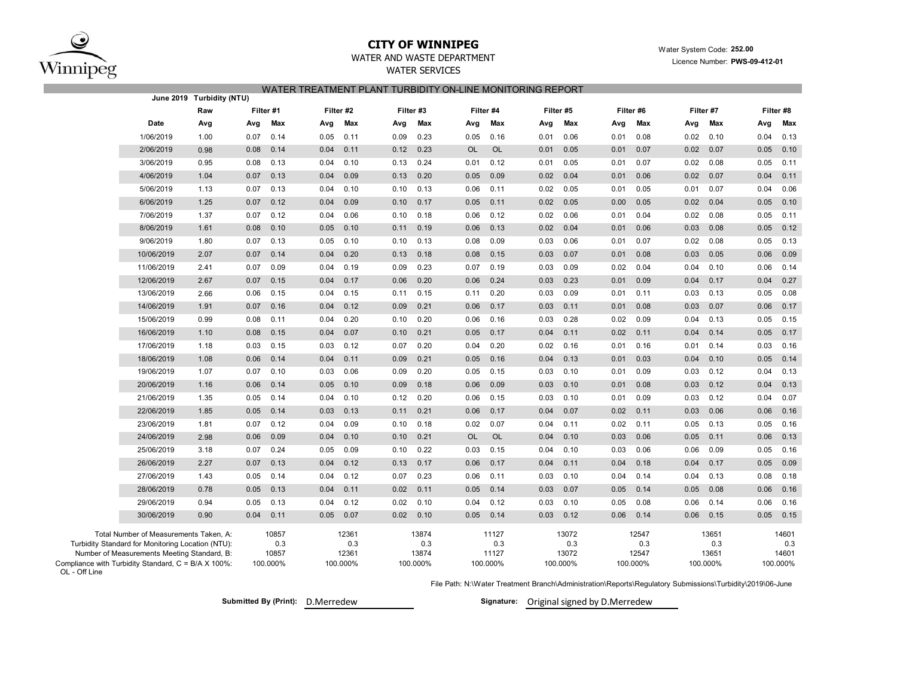# CITY OF WINNIPEG

WATER AND WASTE DEPARTMENT

WATER SERVICES

Water System Code: **252.00**

Licence Number: **PWS-09-412-01**

## WATER TREATMENT PLANT TURBIDITY ON-LINE MONITORING REPORT

**June 2019 Turbidity (NTU)**

| | Raw | Filter #1 | | Filter #2 | | Filter #3 | | Filter #4 | | Filter #5 | | Filter #6 | | Filter #7 | | Filter #8 | |
|---|---|---|---|---|---|---|---|---|---|---|---|---|---|---|---|---|---|
| **Date** | **Avg** | **Avg** | **Max** | **Avg** | **Max** | **Avg** | **Max** | **Avg** | **Max** | **Avg** | **Max** | **Avg** | **Max** | **Avg** | **Max** | **Avg** | **Max** |
| 1/06/2019 | 1.00 | 0.07 | 0.14 | 0.05 | 0.11 | 0.09 | 0.23 | 0.05 | 0.16 | 0.01 | 0.06 | 0.01 | 0.08 | 0.02 | 0.10 | 0.04 | 0.13 |
| 2/06/2019 | 0.98 | 0.08 | 0.14 | 0.04 | 0.11 | 0.12 | 0.23 | OL | OL | 0.01 | 0.05 | 0.01 | 0.07 | 0.02 | 0.07 | 0.05 | 0.10 |
| 3/06/2019 | 0.95 | 0.08 | 0.13 | 0.04 | 0.10 | 0.13 | 0.24 | 0.01 | 0.12 | 0.01 | 0.05 | 0.01 | 0.07 | 0.02 | 0.08 | 0.05 | 0.11 |
| 4/06/2019 | 1.04 | 0.07 | 0.13 | 0.04 | 0.09 | 0.13 | 0.20 | 0.05 | 0.09 | 0.02 | 0.04 | 0.01 | 0.06 | 0.02 | 0.07 | 0.04 | 0.11 |
| 5/06/2019 | 1.13 | 0.07 | 0.13 | 0.04 | 0.10 | 0.10 | 0.13 | 0.06 | 0.11 | 0.02 | 0.05 | 0.01 | 0.05 | 0.01 | 0.07 | 0.04 | 0.06 |
| 6/06/2019 | 1.25 | 0.07 | 0.12 | 0.04 | 0.09 | 0.10 | 0.17 | 0.05 | 0.11 | 0.02 | 0.05 | 0.00 | 0.05 | 0.02 | 0.04 | 0.05 | 0.10 |
| 7/06/2019 | 1.37 | 0.07 | 0.12 | 0.04 | 0.06 | 0.10 | 0.18 | 0.06 | 0.12 | 0.02 | 0.06 | 0.01 | 0.04 | 0.02 | 0.08 | 0.05 | 0.11 |
| 8/06/2019 | 1.61 | 0.08 | 0.10 | 0.05 | 0.10 | 0.11 | 0.19 | 0.06 | 0.13 | 0.02 | 0.04 | 0.01 | 0.06 | 0.03 | 0.08 | 0.05 | 0.12 |
| 9/06/2019 | 1.80 | 0.07 | 0.13 | 0.05 | 0.10 | 0.10 | 0.13 | 0.08 | 0.09 | 0.03 | 0.06 | 0.01 | 0.07 | 0.02 | 0.08 | 0.05 | 0.13 |
| 10/06/2019 | 2.07 | 0.07 | 0.14 | 0.04 | 0.20 | 0.13 | 0.18 | 0.08 | 0.15 | 0.03 | 0.07 | 0.01 | 0.08 | 0.03 | 0.05 | 0.06 | 0.09 |
| 11/06/2019 | 2.41 | 0.07 | 0.09 | 0.04 | 0.19 | 0.09 | 0.23 | 0.07 | 0.19 | 0.03 | 0.09 | 0.02 | 0.04 | 0.04 | 0.10 | 0.06 | 0.14 |
| 12/06/2019 | 2.67 | 0.07 | 0.15 | 0.04 | 0.17 | 0.06 | 0.20 | 0.06 | 0.24 | 0.03 | 0.23 | 0.01 | 0.09 | 0.04 | 0.17 | 0.04 | 0.27 |
| 13/06/2019 | 2.66 | 0.06 | 0.15 | 0.04 | 0.15 | 0.11 | 0.15 | 0.11 | 0.20 | 0.03 | 0.09 | 0.01 | 0.11 | 0.03 | 0.13 | 0.05 | 0.08 |
| 14/06/2019 | 1.91 | 0.07 | 0.16 | 0.04 | 0.12 | 0.09 | 0.21 | 0.06 | 0.17 | 0.03 | 0.11 | 0.01 | 0.08 | 0.03 | 0.07 | 0.06 | 0.17 |
| 15/06/2019 | 0.99 | 0.08 | 0.11 | 0.04 | 0.20 | 0.10 | 0.20 | 0.06 | 0.16 | 0.03 | 0.28 | 0.02 | 0.09 | 0.04 | 0.13 | 0.05 | 0.15 |
| 16/06/2019 | 1.10 | 0.08 | 0.15 | 0.04 | 0.07 | 0.10 | 0.21 | 0.05 | 0.17 | 0.04 | 0.11 | 0.02 | 0.11 | 0.04 | 0.14 | 0.05 | 0.17 |
| 17/06/2019 | 1.18 | 0.03 | 0.15 | 0.03 | 0.12 | 0.07 | 0.20 | 0.04 | 0.20 | 0.02 | 0.16 | 0.01 | 0.16 | 0.01 | 0.14 | 0.03 | 0.16 |
| 18/06/2019 | 1.08 | 0.06 | 0.14 | 0.04 | 0.11 | 0.09 | 0.21 | 0.05 | 0.16 | 0.04 | 0.13 | 0.01 | 0.03 | 0.04 | 0.10 | 0.05 | 0.14 |
| 19/06/2019 | 1.07 | 0.07 | 0.10 | 0.03 | 0.06 | 0.09 | 0.20 | 0.05 | 0.15 | 0.03 | 0.10 | 0.01 | 0.09 | 0.03 | 0.12 | 0.04 | 0.13 |
| 20/06/2019 | 1.16 | 0.06 | 0.14 | 0.05 | 0.10 | 0.09 | 0.18 | 0.06 | 0.09 | 0.03 | 0.10 | 0.01 | 0.08 | 0.03 | 0.12 | 0.04 | 0.13 |
| 21/06/2019 | 1.35 | 0.05 | 0.14 | 0.04 | 0.10 | 0.12 | 0.20 | 0.06 | 0.15 | 0.03 | 0.10 | 0.01 | 0.09 | 0.03 | 0.12 | 0.04 | 0.07 |
| 22/06/2019 | 1.85 | 0.05 | 0.14 | 0.03 | 0.13 | 0.11 | 0.21 | 0.06 | 0.17 | 0.04 | 0.07 | 0.02 | 0.11 | 0.03 | 0.06 | 0.06 | 0.16 |
| 23/06/2019 | 1.81 | 0.07 | 0.12 | 0.04 | 0.09 | 0.10 | 0.18 | 0.02 | 0.07 | 0.04 | 0.11 | 0.02 | 0.11 | 0.05 | 0.13 | 0.05 | 0.16 |
| 24/06/2019 | 2.98 | 0.06 | 0.09 | 0.04 | 0.10 | 0.10 | 0.21 | OL | OL | 0.04 | 0.10 | 0.03 | 0.06 | 0.05 | 0.11 | 0.06 | 0.13 |
| 25/06/2019 | 3.18 | 0.07 | 0.24 | 0.05 | 0.09 | 0.10 | 0.22 | 0.03 | 0.15 | 0.04 | 0.10 | 0.03 | 0.06 | 0.06 | 0.09 | 0.05 | 0.16 |
| 26/06/2019 | 2.27 | 0.07 | 0.13 | 0.04 | 0.12 | 0.13 | 0.17 | 0.06 | 0.17 | 0.04 | 0.11 | 0.04 | 0.18 | 0.04 | 0.17 | 0.05 | 0.09 |
| 27/06/2019 | 1.43 | 0.05 | 0.14 | 0.04 | 0.12 | 0.07 | 0.23 | 0.06 | 0.11 | 0.03 | 0.10 | 0.04 | 0.14 | 0.04 | 0.13 | 0.08 | 0.18 |
| 28/06/2019 | 0.78 | 0.05 | 0.13 | 0.04 | 0.11 | 0.02 | 0.11 | 0.05 | 0.14 | 0.03 | 0.07 | 0.05 | 0.14 | 0.05 | 0.08 | 0.06 | 0.16 |
| 29/06/2019 | 0.94 | 0.05 | 0.13 | 0.04 | 0.12 | 0.02 | 0.10 | 0.04 | 0.12 | 0.03 | 0.10 | 0.05 | 0.08 | 0.06 | 0.14 | 0.06 | 0.16 |
| 30/06/2019 | 0.90 | 0.04 | 0.11 | 0.05 | 0.07 | 0.02 | 0.10 | 0.05 | 0.14 | 0.03 | 0.12 | 0.06 | 0.14 | 0.06 | 0.15 | 0.05 | 0.15 |
| Total Number of Measurements Taken, A: | | 10857 | | 12361 | | 13874 | | 11127 | | 13072 | | 12547 | | 13651 | | 14601 | |
| Turbidity Standard for Monitoring Location (NTU): | | 0.3 | | 0.3 | | 0.3 | | 0.3 | | 0.3 | | 0.3 | | 0.3 | | 0.3 | |
| Number of Measurements Meeting Standard, B: | | 10857 | | 12361 | | 13874 | | 11127 | | 13072 | | 12547 | | 13651 | | 14601 | |
| Compliance with Turbidity Standard, C = B/A X 100%: | | 100.000% | | 100.000% | | 100.000% | | 100.000% | | 100.000% | | 100.000% | | 100.000% | | 100.000% | |

OL - Off Line

File Path: N:\Water Treatment Branch\Administration\Reports\Regulatory Submissions\Turbidity\2019\06-June

**Submitted By (Print):** D.Merredew

**Signature:** Original signed by D.Merredew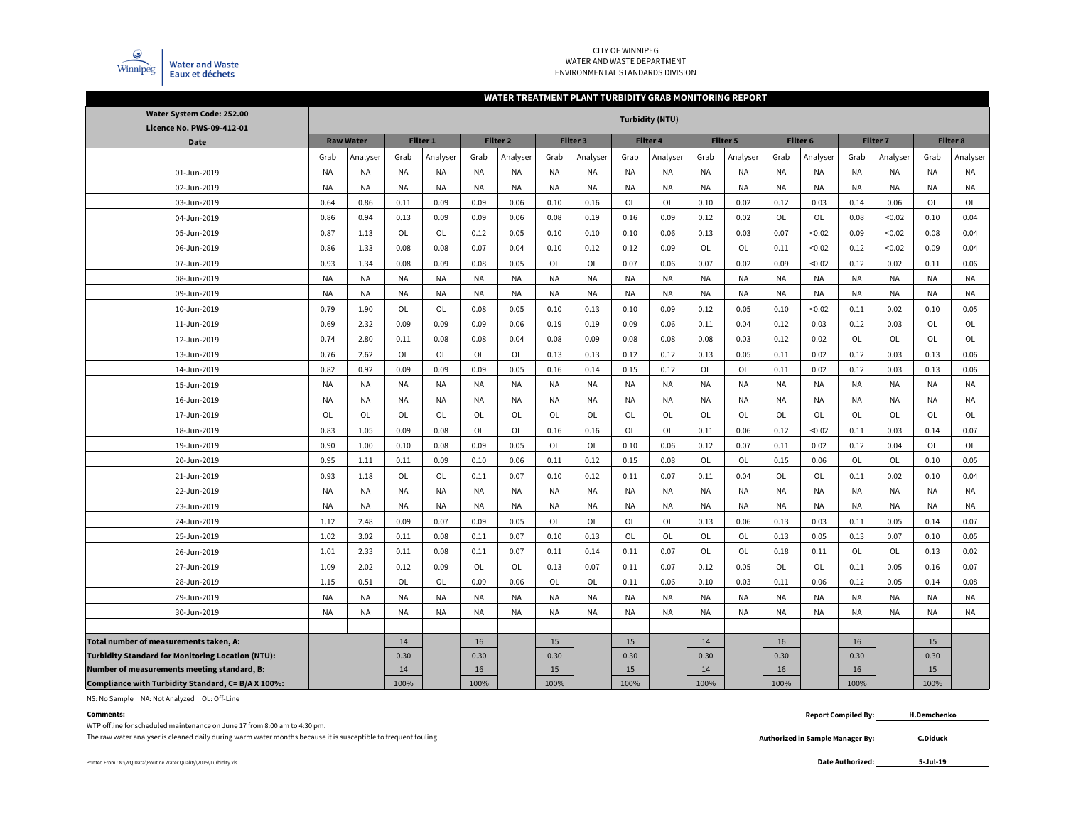CITY OF WINNIPEG
WATER AND WASTE DEPARTMENT
ENVIRONMENTAL STANDARDS DIVISION

Water and Waste
Eaux et déchets

## WATER TREATMENT PLANT TURBIDITY GRAB MONITORING REPORT

| Water System Code: 252.00 | Turbidity (NTU) | | | | | | | | | | | | | | | | | |
|---|---|---|---|---|---|---|---|---|---|---|---|---|---|---|---|---|---|---|
| Licence No. PWS-09-412-01 | | | | | | | | | | | | | | | | | | |
| Date | Raw Water | | Filter 1 | | Filter 2 | | Filter 3 | | Filter 4 | | Filter 5 | | Filter 6 | | Filter 7 | | Filter 8 | |
| | Grab | Analyser | Grab | Analyser | Grab | Analyser | Grab | Analyser | Grab | Analyser | Grab | Analyser | Grab | Analyser | Grab | Analyser | Grab | Analyser |
| 01-Jun-2019 | NA | NA | NA | NA | NA | NA | NA | NA | NA | NA | NA | NA | NA | NA | NA | NA | NA | NA |
| 02-Jun-2019 | NA | NA | NA | NA | NA | NA | NA | NA | NA | NA | NA | NA | NA | NA | NA | NA | NA | NA |
| 03-Jun-2019 | 0.64 | 0.86 | 0.11 | 0.09 | 0.09 | 0.06 | 0.10 | 0.16 | OL | OL | 0.10 | 0.02 | 0.12 | 0.03 | 0.14 | 0.06 | OL | OL |
| 04-Jun-2019 | 0.86 | 0.94 | 0.13 | 0.09 | 0.09 | 0.06 | 0.08 | 0.19 | 0.16 | 0.09 | 0.12 | 0.02 | OL | OL | 0.08 | <0.02 | 0.10 | 0.04 |
| 05-Jun-2019 | 0.87 | 1.13 | OL | OL | 0.12 | 0.05 | 0.10 | 0.10 | 0.10 | 0.06 | 0.13 | 0.03 | 0.07 | <0.02 | 0.09 | <0.02 | 0.08 | 0.04 |
| 06-Jun-2019 | 0.86 | 1.33 | 0.08 | 0.08 | 0.07 | 0.04 | 0.10 | 0.12 | 0.12 | 0.09 | OL | OL | 0.11 | <0.02 | 0.12 | <0.02 | 0.09 | 0.04 |
| 07-Jun-2019 | 0.93 | 1.34 | 0.08 | 0.09 | 0.08 | 0.05 | OL | OL | 0.07 | 0.06 | 0.07 | 0.02 | 0.09 | <0.02 | 0.12 | 0.02 | 0.11 | 0.06 |
| 08-Jun-2019 | NA | NA | NA | NA | NA | NA | NA | NA | NA | NA | NA | NA | NA | NA | NA | NA | NA | NA |
| 09-Jun-2019 | NA | NA | NA | NA | NA | NA | NA | NA | NA | NA | NA | NA | NA | NA | NA | NA | NA | NA |
| 10-Jun-2019 | 0.79 | 1.90 | OL | OL | 0.08 | 0.05 | 0.10 | 0.13 | 0.10 | 0.09 | 0.12 | 0.05 | 0.10 | <0.02 | 0.11 | 0.02 | 0.10 | 0.05 |
| 11-Jun-2019 | 0.69 | 2.32 | 0.09 | 0.09 | 0.09 | 0.06 | 0.19 | 0.19 | 0.09 | 0.06 | 0.11 | 0.04 | 0.12 | 0.03 | 0.12 | 0.03 | OL | OL |
| 12-Jun-2019 | 0.74 | 2.80 | 0.11 | 0.08 | 0.08 | 0.04 | 0.08 | 0.09 | 0.08 | 0.08 | 0.08 | 0.03 | 0.12 | 0.02 | OL | OL | OL | OL |
| 13-Jun-2019 | 0.76 | 2.62 | OL | OL | OL | OL | 0.13 | 0.13 | 0.12 | 0.12 | 0.13 | 0.05 | 0.11 | 0.02 | 0.12 | 0.03 | 0.13 | 0.06 |
| 14-Jun-2019 | 0.82 | 0.92 | 0.09 | 0.09 | 0.09 | 0.05 | 0.16 | 0.14 | 0.15 | 0.12 | OL | OL | 0.11 | 0.02 | 0.12 | 0.03 | 0.13 | 0.06 |
| 15-Jun-2019 | NA | NA | NA | NA | NA | NA | NA | NA | NA | NA | NA | NA | NA | NA | NA | NA | NA | NA |
| 16-Jun-2019 | NA | NA | NA | NA | NA | NA | NA | NA | NA | NA | NA | NA | NA | NA | NA | NA | NA | NA |
| 17-Jun-2019 | OL | OL | OL | OL | OL | OL | OL | OL | OL | OL | OL | OL | OL | OL | OL | OL | OL | OL |
| 18-Jun-2019 | 0.83 | 1.05 | 0.09 | 0.08 | OL | OL | 0.16 | 0.16 | OL | OL | 0.11 | 0.06 | 0.12 | <0.02 | 0.11 | 0.03 | 0.14 | 0.07 |
| 19-Jun-2019 | 0.90 | 1.00 | 0.10 | 0.08 | 0.09 | 0.05 | OL | OL | 0.10 | 0.06 | 0.12 | 0.07 | 0.11 | 0.02 | 0.12 | 0.04 | OL | OL |
| 20-Jun-2019 | 0.95 | 1.11 | 0.11 | 0.09 | 0.10 | 0.06 | 0.11 | 0.12 | 0.15 | 0.08 | OL | OL | 0.15 | 0.06 | OL | OL | 0.10 | 0.05 |
| 21-Jun-2019 | 0.93 | 1.18 | OL | OL | 0.11 | 0.07 | 0.10 | 0.12 | 0.11 | 0.07 | 0.11 | 0.04 | OL | OL | 0.11 | 0.02 | 0.10 | 0.04 |
| 22-Jun-2019 | NA | NA | NA | NA | NA | NA | NA | NA | NA | NA | NA | NA | NA | NA | NA | NA | NA | NA |
| 23-Jun-2019 | NA | NA | NA | NA | NA | NA | NA | NA | NA | NA | NA | NA | NA | NA | NA | NA | NA | NA |
| 24-Jun-2019 | 1.12 | 2.48 | 0.09 | 0.07 | 0.09 | 0.05 | OL | OL | OL | OL | 0.13 | 0.06 | 0.13 | 0.03 | 0.11 | 0.05 | 0.14 | 0.07 |
| 25-Jun-2019 | 1.02 | 3.02 | 0.11 | 0.08 | 0.11 | 0.07 | 0.10 | 0.13 | OL | OL | OL | OL | 0.13 | 0.05 | 0.13 | 0.07 | 0.10 | 0.05 |
| 26-Jun-2019 | 1.01 | 2.33 | 0.11 | 0.08 | 0.11 | 0.07 | 0.11 | 0.14 | 0.11 | 0.07 | OL | OL | 0.18 | 0.11 | OL | OL | 0.13 | 0.02 |
| 27-Jun-2019 | 1.09 | 2.02 | 0.12 | 0.09 | OL | OL | 0.13 | 0.07 | 0.11 | 0.07 | 0.12 | 0.05 | OL | OL | 0.11 | 0.05 | 0.16 | 0.07 |
| 28-Jun-2019 | 1.15 | 0.51 | OL | OL | 0.09 | 0.06 | OL | OL | 0.11 | 0.06 | 0.10 | 0.03 | 0.11 | 0.06 | 0.12 | 0.05 | 0.14 | 0.08 |
| 29-Jun-2019 | NA | NA | NA | NA | NA | NA | NA | NA | NA | NA | NA | NA | NA | NA | NA | NA | NA | NA |
| 30-Jun-2019 | NA | NA | NA | NA | NA | NA | NA | NA | NA | NA | NA | NA | NA | NA | NA | NA | NA | NA |
| **Total number of measurements taken, A:** | | | 14 | | 16 | | 15 | | 15 | | 14 | | 16 | | 16 | | 15 | |
| **Turbidity Standard for Monitoring Location (NTU):** | | | 0.30 | | 0.30 | | 0.30 | | 0.30 | | 0.30 | | 0.30 | | 0.30 | | 0.30 | |
| **Number of measurements meeting standard, B:** | | | 14 | | 16 | | 15 | | 15 | | 14 | | 16 | | 16 | | 15 | |
| **Compliance with Turbidity Standard, C= B/A X 100%:** | | | 100% | | 100% | | 100% | | 100% | | 100% | | 100% | | 100% | | 100% | |

NS: No Sample NA: Not Analyzed OL: Off-Line

**Comments:**

WTP offline for scheduled maintenance on June 17 from 8:00 am to 4:30 pm.

The raw water analyser is cleaned daily during warm water months because it is susceptible to frequent fouling.

**Report Compiled By:** H.Demchenko

**Authorized in Sample Manager By:** C.Diduck

**Date Authorized:** 5-Jul-19

Printed From : N:\WQ Data\Routine Water Quality\2015\Turbidity.xls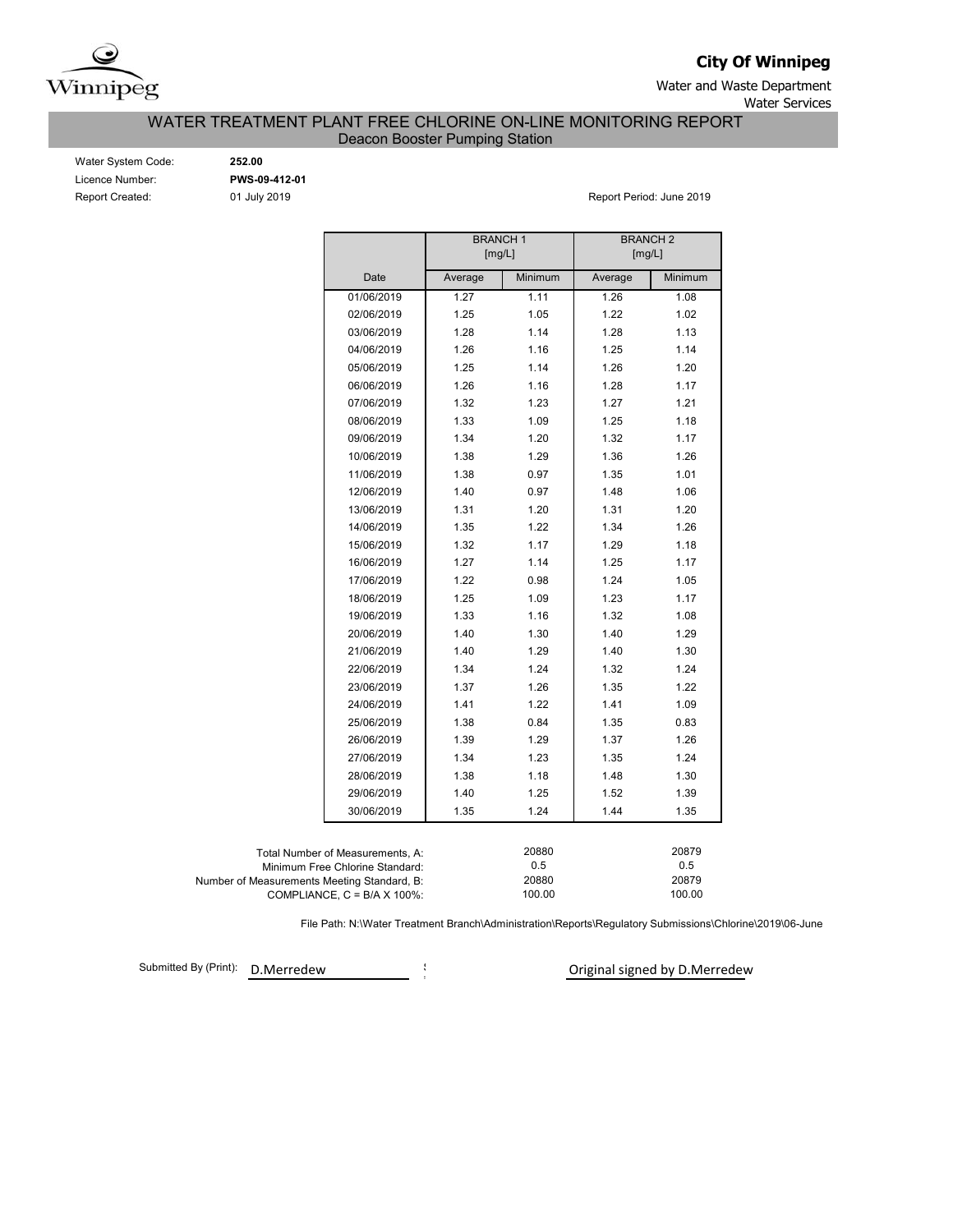**City Of Winnipeg**

Water and Waste Department

Water Services

# WATER TREATMENT PLANT FREE CHLORINE ON-LINE MONITORING REPORT

## Deacon Booster Pumping Station

Water System Code: **252.00**

Licence Number: **PWS-09-412-01**

Report Created: 01 July 2019

Report Period: June 2019

| | BRANCH 1 [mg/L] | | BRANCH 2 [mg/L] | |
|---|---|---|---|---|
| Date | Average | Minimum | Average | Minimum |
| 01/06/2019 | 1.27 | 1.11 | 1.26 | 1.08 |
| 02/06/2019 | 1.25 | 1.05 | 1.22 | 1.02 |
| 03/06/2019 | 1.28 | 1.14 | 1.28 | 1.13 |
| 04/06/2019 | 1.26 | 1.16 | 1.25 | 1.14 |
| 05/06/2019 | 1.25 | 1.14 | 1.26 | 1.20 |
| 06/06/2019 | 1.26 | 1.16 | 1.28 | 1.17 |
| 07/06/2019 | 1.32 | 1.23 | 1.27 | 1.21 |
| 08/06/2019 | 1.33 | 1.09 | 1.25 | 1.18 |
| 09/06/2019 | 1.34 | 1.20 | 1.32 | 1.17 |
| 10/06/2019 | 1.38 | 1.29 | 1.36 | 1.26 |
| 11/06/2019 | 1.38 | 0.97 | 1.35 | 1.01 |
| 12/06/2019 | 1.40 | 0.97 | 1.48 | 1.06 |
| 13/06/2019 | 1.31 | 1.20 | 1.31 | 1.20 |
| 14/06/2019 | 1.35 | 1.22 | 1.34 | 1.26 |
| 15/06/2019 | 1.32 | 1.17 | 1.29 | 1.18 |
| 16/06/2019 | 1.27 | 1.14 | 1.25 | 1.17 |
| 17/06/2019 | 1.22 | 0.98 | 1.24 | 1.05 |
| 18/06/2019 | 1.25 | 1.09 | 1.23 | 1.17 |
| 19/06/2019 | 1.33 | 1.16 | 1.32 | 1.08 |
| 20/06/2019 | 1.40 | 1.30 | 1.40 | 1.29 |
| 21/06/2019 | 1.40 | 1.29 | 1.40 | 1.30 |
| 22/06/2019 | 1.34 | 1.24 | 1.32 | 1.24 |
| 23/06/2019 | 1.37 | 1.26 | 1.35 | 1.22 |
| 24/06/2019 | 1.41 | 1.22 | 1.41 | 1.09 |
| 25/06/2019 | 1.38 | 0.84 | 1.35 | 0.83 |
| 26/06/2019 | 1.39 | 1.29 | 1.37 | 1.26 |
| 27/06/2019 | 1.34 | 1.23 | 1.35 | 1.24 |
| 28/06/2019 | 1.38 | 1.18 | 1.48 | 1.30 |
| 29/06/2019 | 1.40 | 1.25 | 1.52 | 1.39 |
| 30/06/2019 | 1.35 | 1.24 | 1.44 | 1.35 |

| | Branch 1 | Branch 2 |
|---|---|---|
| Total Number of Measurements, A: | 20880 | 20879 |
| Minimum Free Chlorine Standard: | 0.5 | 0.5 |
| Number of Measurements Meeting Standard, B: | 20880 | 20879 |
| COMPLIANCE, C = B/A X 100%: | 100.00 | 100.00 |

File Path: N:\Water Treatment Branch\Administration\Reports\Regulatory Submissions\Chlorine\2019\06-June

Submitted By (Print): D.Merredew

Original signed by D.Merredew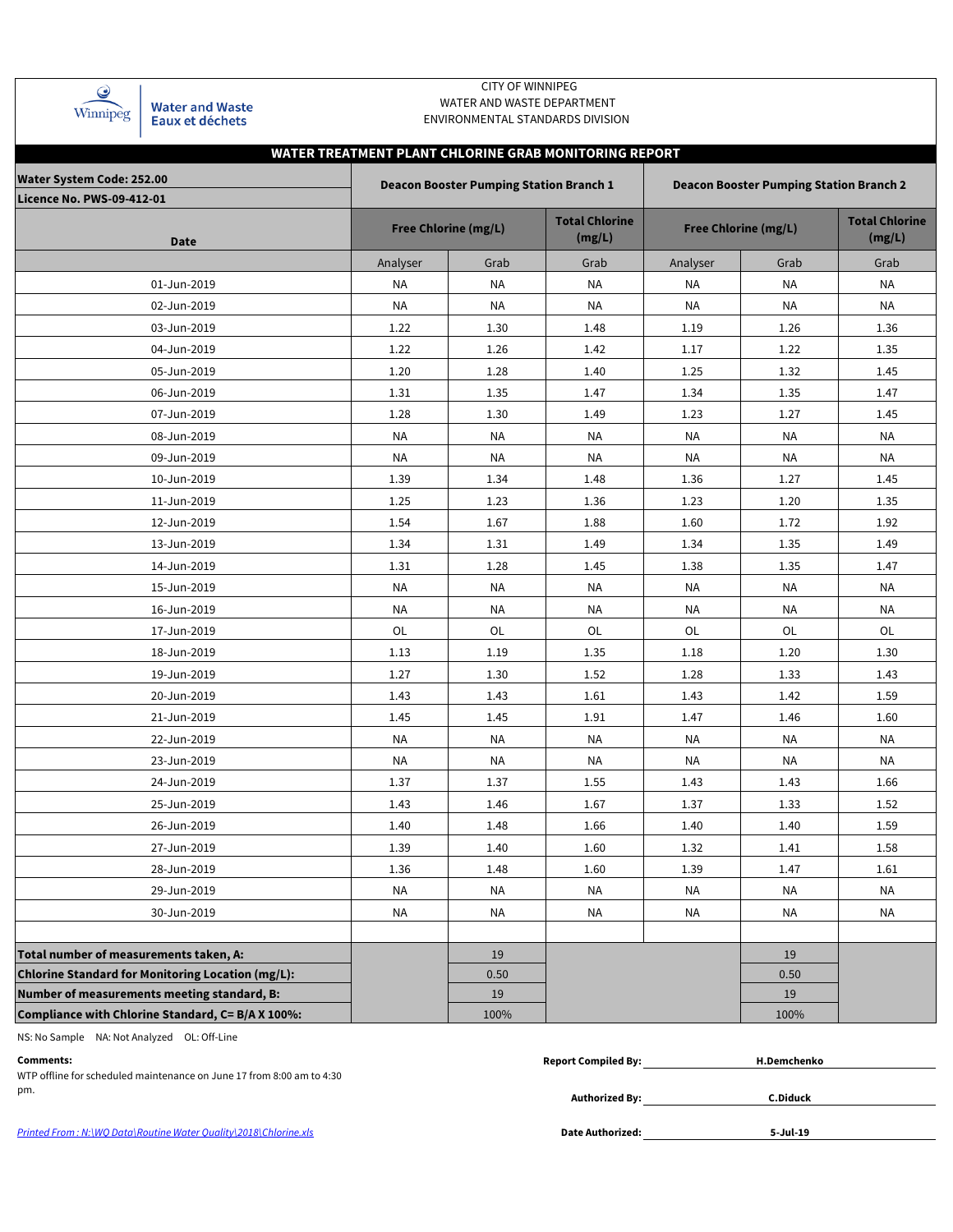Winnipeg | Water and Waste / Eaux et déchets

CITY OF WINNIPEG
WATER AND WASTE DEPARTMENT
ENVIRONMENTAL STANDARDS DIVISION

## WATER TREATMENT PLANT CHLORINE GRAB MONITORING REPORT

**Water System Code: 252.00**
**Licence No. PWS-09-412-01**

| Date | Deacon Booster Pumping Station Branch 1 | | | Deacon Booster Pumping Station Branch 2 | | |
|---|---|---|---|---|---|---|
| | Free Chlorine (mg/L) | | Total Chlorine (mg/L) | Free Chlorine (mg/L) | | Total Chlorine (mg/L) |
| | Analyser | Grab | Grab | Analyser | Grab | Grab |
| 01-Jun-2019 | NA | NA | NA | NA | NA | NA |
| 02-Jun-2019 | NA | NA | NA | NA | NA | NA |
| 03-Jun-2019 | 1.22 | 1.30 | 1.48 | 1.19 | 1.26 | 1.36 |
| 04-Jun-2019 | 1.22 | 1.26 | 1.42 | 1.17 | 1.22 | 1.35 |
| 05-Jun-2019 | 1.20 | 1.28 | 1.40 | 1.25 | 1.32 | 1.45 |
| 06-Jun-2019 | 1.31 | 1.35 | 1.47 | 1.34 | 1.35 | 1.47 |
| 07-Jun-2019 | 1.28 | 1.30 | 1.49 | 1.23 | 1.27 | 1.45 |
| 08-Jun-2019 | NA | NA | NA | NA | NA | NA |
| 09-Jun-2019 | NA | NA | NA | NA | NA | NA |
| 10-Jun-2019 | 1.39 | 1.34 | 1.48 | 1.36 | 1.27 | 1.45 |
| 11-Jun-2019 | 1.25 | 1.23 | 1.36 | 1.23 | 1.20 | 1.35 |
| 12-Jun-2019 | 1.54 | 1.67 | 1.88 | 1.60 | 1.72 | 1.92 |
| 13-Jun-2019 | 1.34 | 1.31 | 1.49 | 1.34 | 1.35 | 1.49 |
| 14-Jun-2019 | 1.31 | 1.28 | 1.45 | 1.38 | 1.35 | 1.47 |
| 15-Jun-2019 | NA | NA | NA | NA | NA | NA |
| 16-Jun-2019 | NA | NA | NA | NA | NA | NA |
| 17-Jun-2019 | OL | OL | OL | OL | OL | OL |
| 18-Jun-2019 | 1.13 | 1.19 | 1.35 | 1.18 | 1.20 | 1.30 |
| 19-Jun-2019 | 1.27 | 1.30 | 1.52 | 1.28 | 1.33 | 1.43 |
| 20-Jun-2019 | 1.43 | 1.43 | 1.61 | 1.43 | 1.42 | 1.59 |
| 21-Jun-2019 | 1.45 | 1.45 | 1.91 | 1.47 | 1.46 | 1.60 |
| 22-Jun-2019 | NA | NA | NA | NA | NA | NA |
| 23-Jun-2019 | NA | NA | NA | NA | NA | NA |
| 24-Jun-2019 | 1.37 | 1.37 | 1.55 | 1.43 | 1.43 | 1.66 |
| 25-Jun-2019 | 1.43 | 1.46 | 1.67 | 1.37 | 1.33 | 1.52 |
| 26-Jun-2019 | 1.40 | 1.48 | 1.66 | 1.40 | 1.40 | 1.59 |
| 27-Jun-2019 | 1.39 | 1.40 | 1.60 | 1.32 | 1.41 | 1.58 |
| 28-Jun-2019 | 1.36 | 1.48 | 1.60 | 1.39 | 1.47 | 1.61 |
| 29-Jun-2019 | NA | NA | NA | NA | NA | NA |
| 30-Jun-2019 | NA | NA | NA | NA | NA | NA |
| | | | | | | |
| **Total number of measurements taken, A:** | | 19 | | | 19 | |
| **Chlorine Standard for Monitoring Location (mg/L):** | | 0.50 | | | 0.50 | |
| **Number of measurements meeting standard, B:** | | 19 | | | 19 | |
| **Compliance with Chlorine Standard, C= B/A X 100%:** | | 100% | | | 100% | |

NS: No Sample NA: Not Analyzed OL: Off-Line

**Comments:**
WTP offline for scheduled maintenance on June 17 from 8:00 am to 4:30 pm.

**Report Compiled By:** H.Demchenko

**Authorized By:** C.Diduck

**Date Authorized:** 5-Jul-19

*Printed From : N:\WQ Data\Routine Water Quality\2018\Chlorine.xls*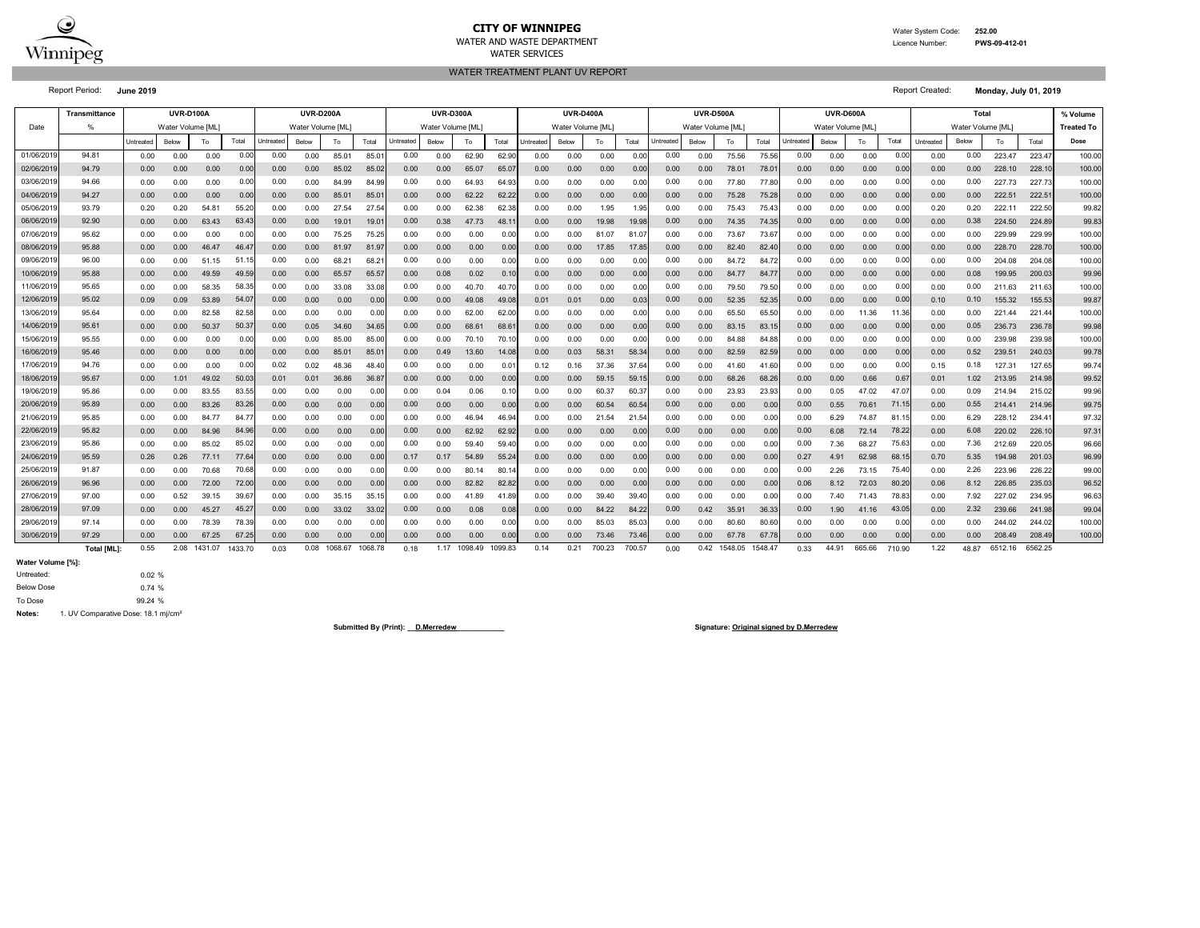Winnipeg

**CITY OF WINNIPEG**
WATER AND WASTE DEPARTMENT
WATER SERVICES

Water System Code: **252.00**
Licence Number: **PWS-09-412-01**

## WATER TREATMENT PLANT UV REPORT

Report Period: **June 2019**

Report Created: **Monday, July 01, 2019**

| Date | Transmittance | UVR-D100A | | | | UVR-D200A | | | | UVR-D300A | | | | UVR-D400A | | | | UVR-D500A | | | | UVR-D600A | | | | Total | | | | % Volume |
|---|---|---|---|---|---|---|---|---|---|---|---|---|---|---|---|---|---|---|---|---|---|---|---|---|---|---|---|---|---|---|
| | % | Water Volume [ML] | | | | Water Volume [ML] | | | | Water Volume [ML] | | | | Water Volume [ML] | | | | Water Volume [ML] | | | | Water Volume [ML] | | | | Water Volume [ML] | | | | Treated To |
| | | Untreated | Below | To | Total | Untreated | Below | To | Total | Untreated | Below | To | Total | Untreated | Below | To | Total | Untreated | Below | To | Total | Untreated | Below | To | Total | Untreated | Below | To | Total | Dose |
| 01/06/2019 | 94.81 | 0.00 | 0.00 | 0.00 | 0.00 | 0.00 | 0.00 | 85.01 | 85.01 | 0.00 | 0.00 | 62.90 | 62.90 | 0.00 | 0.00 | 0.00 | 0.00 | 0.00 | 0.00 | 75.56 | 75.56 | 0.00 | 0.00 | 0.00 | 0.00 | 0.00 | 0.00 | 223.47 | 223.47 | 100.00 |
| 02/06/2019 | 94.79 | 0.00 | 0.00 | 0.00 | 0.00 | 0.00 | 0.00 | 85.02 | 85.02 | 0.00 | 0.00 | 65.07 | 65.07 | 0.00 | 0.00 | 0.00 | 0.00 | 0.00 | 0.00 | 78.01 | 78.01 | 0.00 | 0.00 | 0.00 | 0.00 | 0.00 | 0.00 | 228.10 | 228.10 | 100.00 |
| 03/06/2019 | 94.66 | 0.00 | 0.00 | 0.00 | 0.00 | 0.00 | 0.00 | 84.99 | 84.99 | 0.00 | 0.00 | 64.93 | 64.93 | 0.00 | 0.00 | 0.00 | 0.00 | 0.00 | 0.00 | 77.80 | 77.80 | 0.00 | 0.00 | 0.00 | 0.00 | 0.00 | 0.00 | 227.73 | 227.73 | 100.00 |
| 04/06/2019 | 94.27 | 0.00 | 0.00 | 0.00 | 0.00 | 0.00 | 0.00 | 85.01 | 85.01 | 0.00 | 0.00 | 62.22 | 62.22 | 0.00 | 0.00 | 0.00 | 0.00 | 0.00 | 0.00 | 75.28 | 75.28 | 0.00 | 0.00 | 0.00 | 0.00 | 0.00 | 0.00 | 222.51 | 222.51 | 100.00 |
| 05/06/2019 | 93.79 | 0.20 | 0.20 | 54.81 | 55.20 | 0.00 | 0.00 | 27.54 | 27.54 | 0.00 | 0.00 | 62.38 | 62.38 | 0.00 | 0.00 | 1.95 | 1.95 | 0.00 | 0.00 | 75.43 | 75.43 | 0.00 | 0.00 | 0.00 | 0.00 | 0.20 | 0.20 | 222.11 | 222.50 | 99.82 |
| 06/06/2019 | 92.90 | 0.00 | 0.00 | 63.43 | 63.43 | 0.00 | 0.00 | 19.01 | 19.01 | 0.00 | 0.38 | 47.73 | 48.11 | 0.00 | 0.00 | 19.98 | 19.98 | 0.00 | 0.00 | 74.35 | 74.35 | 0.00 | 0.00 | 0.00 | 0.00 | 0.00 | 0.38 | 224.50 | 224.89 | 99.83 |
| 07/06/2019 | 95.62 | 0.00 | 0.00 | 0.00 | 0.00 | 0.00 | 0.00 | 75.25 | 75.25 | 0.00 | 0.00 | 0.00 | 0.00 | 0.00 | 0.00 | 81.07 | 81.07 | 0.00 | 0.00 | 73.67 | 73.67 | 0.00 | 0.00 | 0.00 | 0.00 | 0.00 | 0.00 | 229.99 | 229.99 | 100.00 |
| 08/06/2019 | 95.88 | 0.00 | 0.00 | 46.47 | 46.47 | 0.00 | 0.00 | 81.97 | 81.97 | 0.00 | 0.00 | 0.00 | 0.00 | 0.00 | 0.00 | 17.85 | 17.85 | 0.00 | 0.00 | 82.40 | 82.40 | 0.00 | 0.00 | 0.00 | 0.00 | 0.00 | 0.00 | 228.70 | 228.70 | 100.00 |
| 09/06/2019 | 96.00 | 0.00 | 0.00 | 51.15 | 51.15 | 0.00 | 0.00 | 68.21 | 68.21 | 0.00 | 0.00 | 0.00 | 0.00 | 0.00 | 0.00 | 0.00 | 0.00 | 0.00 | 0.00 | 84.72 | 84.72 | 0.00 | 0.00 | 0.00 | 0.00 | 0.00 | 0.00 | 204.08 | 204.08 | 100.00 |
| 10/06/2019 | 95.88 | 0.00 | 0.00 | 49.59 | 49.59 | 0.00 | 0.00 | 65.57 | 65.57 | 0.00 | 0.08 | 0.02 | 0.10 | 0.00 | 0.00 | 0.00 | 0.00 | 0.00 | 0.00 | 84.77 | 84.77 | 0.00 | 0.00 | 0.00 | 0.00 | 0.00 | 0.08 | 199.95 | 200.03 | 99.96 |
| 11/06/2019 | 95.65 | 0.00 | 0.00 | 58.35 | 58.35 | 0.00 | 0.00 | 33.08 | 33.08 | 0.00 | 0.00 | 40.70 | 40.70 | 0.00 | 0.00 | 0.00 | 0.00 | 0.00 | 0.00 | 79.50 | 79.50 | 0.00 | 0.00 | 0.00 | 0.00 | 0.00 | 0.00 | 211.63 | 211.63 | 100.00 |
| 12/06/2019 | 95.02 | 0.09 | 0.09 | 53.89 | 54.07 | 0.00 | 0.00 | 0.00 | 0.00 | 0.00 | 0.00 | 49.08 | 49.08 | 0.01 | 0.01 | 0.00 | 0.03 | 0.00 | 0.00 | 52.35 | 52.35 | 0.00 | 0.00 | 0.00 | 0.00 | 0.10 | 0.10 | 155.32 | 155.53 | 99.87 |
| 13/06/2019 | 95.64 | 0.00 | 0.00 | 82.58 | 82.58 | 0.00 | 0.00 | 0.00 | 0.00 | 0.00 | 0.00 | 62.00 | 62.00 | 0.00 | 0.00 | 0.00 | 0.00 | 0.00 | 0.00 | 65.50 | 65.50 | 0.00 | 0.00 | 11.36 | 11.36 | 0.00 | 0.00 | 221.44 | 221.44 | 100.00 |
| 14/06/2019 | 95.61 | 0.00 | 0.00 | 50.37 | 50.37 | 0.00 | 0.05 | 34.60 | 34.65 | 0.00 | 0.00 | 68.61 | 68.61 | 0.00 | 0.00 | 0.00 | 0.00 | 0.00 | 0.00 | 83.15 | 83.15 | 0.00 | 0.00 | 0.00 | 0.00 | 0.00 | 0.05 | 236.73 | 236.78 | 99.98 |
| 15/06/2019 | 95.55 | 0.00 | 0.00 | 0.00 | 0.00 | 0.00 | 0.00 | 85.00 | 85.00 | 0.00 | 0.00 | 70.10 | 70.10 | 0.00 | 0.00 | 0.00 | 0.00 | 0.00 | 0.00 | 84.88 | 84.88 | 0.00 | 0.00 | 0.00 | 0.00 | 0.00 | 0.00 | 239.98 | 239.98 | 100.00 |
| 16/06/2019 | 95.46 | 0.00 | 0.00 | 0.00 | 0.00 | 0.00 | 0.00 | 85.01 | 85.01 | 0.00 | 0.49 | 13.60 | 14.08 | 0.00 | 0.03 | 58.31 | 58.34 | 0.00 | 0.00 | 82.59 | 82.59 | 0.00 | 0.00 | 0.00 | 0.00 | 0.00 | 0.52 | 239.51 | 240.03 | 99.78 |
| 17/06/2019 | 94.76 | 0.00 | 0.00 | 0.00 | 0.00 | 0.02 | 0.02 | 48.36 | 48.40 | 0.00 | 0.00 | 0.00 | 0.01 | 0.12 | 0.16 | 37.36 | 37.64 | 0.00 | 0.00 | 41.60 | 41.60 | 0.00 | 0.00 | 0.00 | 0.00 | 0.15 | 0.18 | 127.31 | 127.65 | 99.74 |
| 18/06/2019 | 95.67 | 0.00 | 1.01 | 49.02 | 50.03 | 0.01 | 0.01 | 36.86 | 36.87 | 0.00 | 0.00 | 0.00 | 0.00 | 0.00 | 0.00 | 59.15 | 59.15 | 0.00 | 0.00 | 68.26 | 68.26 | 0.00 | 0.00 | 0.66 | 0.67 | 0.01 | 1.02 | 213.95 | 214.98 | 99.52 |
| 19/06/2019 | 95.86 | 0.00 | 0.00 | 83.55 | 83.55 | 0.00 | 0.00 | 0.00 | 0.00 | 0.00 | 0.04 | 0.06 | 0.10 | 0.00 | 0.00 | 60.37 | 60.37 | 0.00 | 0.00 | 23.93 | 23.93 | 0.00 | 0.05 | 47.02 | 47.07 | 0.00 | 0.09 | 214.94 | 215.02 | 99.96 |
| 20/06/2019 | 95.89 | 0.00 | 0.00 | 83.26 | 83.26 | 0.00 | 0.00 | 0.00 | 0.00 | 0.00 | 0.00 | 0.00 | 0.00 | 0.00 | 0.00 | 60.54 | 60.54 | 0.00 | 0.00 | 0.00 | 0.00 | 0.00 | 0.55 | 70.61 | 71.15 | 0.00 | 0.55 | 214.41 | 214.96 | 99.75 |
| 21/06/2019 | 95.85 | 0.00 | 0.00 | 84.77 | 84.77 | 0.00 | 0.00 | 0.00 | 0.00 | 0.00 | 0.00 | 46.94 | 46.94 | 0.00 | 0.00 | 21.54 | 21.54 | 0.00 | 0.00 | 0.00 | 0.00 | 0.00 | 6.29 | 74.87 | 81.15 | 0.00 | 6.29 | 228.12 | 234.41 | 97.32 |
| 22/06/2019 | 95.82 | 0.00 | 0.00 | 84.96 | 84.96 | 0.00 | 0.00 | 0.00 | 0.00 | 0.00 | 0.00 | 62.92 | 62.92 | 0.00 | 0.00 | 0.00 | 0.00 | 0.00 | 0.00 | 0.00 | 0.00 | 0.00 | 6.08 | 72.14 | 78.22 | 0.00 | 6.08 | 220.02 | 226.10 | 97.31 |
| 23/06/2019 | 95.86 | 0.00 | 0.00 | 85.02 | 85.02 | 0.00 | 0.00 | 0.00 | 0.00 | 0.00 | 0.00 | 59.40 | 59.40 | 0.00 | 0.00 | 0.00 | 0.00 | 0.00 | 0.00 | 0.00 | 0.00 | 0.00 | 7.36 | 68.27 | 75.63 | 0.00 | 7.36 | 212.69 | 220.05 | 96.66 |
| 24/06/2019 | 95.59 | 0.26 | 0.26 | 77.11 | 77.64 | 0.00 | 0.00 | 0.00 | 0.00 | 0.17 | 0.17 | 54.89 | 55.24 | 0.00 | 0.00 | 0.00 | 0.00 | 0.00 | 0.00 | 0.00 | 0.00 | 0.27 | 4.91 | 62.98 | 68.15 | 0.70 | 5.35 | 194.98 | 201.03 | 96.99 |
| 25/06/2019 | 91.87 | 0.00 | 0.00 | 70.68 | 70.68 | 0.00 | 0.00 | 0.00 | 0.00 | 0.00 | 0.00 | 80.14 | 80.14 | 0.00 | 0.00 | 0.00 | 0.00 | 0.00 | 0.00 | 0.00 | 0.00 | 0.00 | 2.26 | 73.15 | 75.40 | 0.00 | 2.26 | 223.96 | 226.22 | 99.00 |
| 26/06/2019 | 96.96 | 0.00 | 0.00 | 72.00 | 72.00 | 0.00 | 0.00 | 0.00 | 0.00 | 0.00 | 0.00 | 82.82 | 82.82 | 0.00 | 0.00 | 0.00 | 0.00 | 0.00 | 0.00 | 0.00 | 0.00 | 0.06 | 8.12 | 72.03 | 80.20 | 0.06 | 8.12 | 226.85 | 235.03 | 96.52 |
| 27/06/2019 | 97.00 | 0.00 | 0.52 | 39.15 | 39.67 | 0.00 | 0.00 | 35.15 | 35.15 | 0.00 | 0.00 | 41.89 | 41.89 | 0.00 | 0.00 | 39.40 | 39.40 | 0.00 | 0.00 | 0.00 | 0.00 | 0.00 | 7.40 | 71.43 | 78.83 | 0.00 | 7.92 | 227.02 | 234.95 | 96.63 |
| 28/06/2019 | 97.09 | 0.00 | 0.00 | 45.27 | 45.27 | 0.00 | 0.00 | 33.02 | 33.02 | 0.00 | 0.00 | 0.08 | 0.08 | 0.00 | 0.00 | 84.22 | 84.22 | 0.00 | 0.42 | 35.91 | 36.33 | 0.00 | 1.90 | 41.16 | 43.05 | 0.00 | 2.32 | 239.66 | 241.98 | 99.04 |
| 29/06/2019 | 97.14 | 0.00 | 0.00 | 78.39 | 78.39 | 0.00 | 0.00 | 0.00 | 0.00 | 0.00 | 0.00 | 0.00 | 0.00 | 0.00 | 0.00 | 85.03 | 85.03 | 0.00 | 0.00 | 80.60 | 80.60 | 0.00 | 0.00 | 0.00 | 0.00 | 0.00 | 0.00 | 244.02 | 244.02 | 100.00 |
| 30/06/2019 | 97.29 | 0.00 | 0.00 | 67.25 | 67.25 | 0.00 | 0.00 | 0.00 | 0.00 | 0.00 | 0.00 | 0.00 | 0.00 | 0.00 | 0.00 | 73.46 | 73.46 | 0.00 | 0.00 | 67.78 | 67.78 | 0.00 | 0.00 | 0.00 | 0.00 | 0.00 | 0.00 | 208.49 | 208.49 | 100.00 |
| | Total [ML]: | 0.55 | 2.08 | 1431.07 | 1433.70 | 0.03 | 0.08 | 1068.67 | 1068.78 | 0.18 | 1.17 | 1098.49 | 1099.83 | 0.14 | 0.21 | 700.23 | 700.57 | 0.00 | 0.42 | 1548.05 | 1548.47 | 0.33 | 44.91 | 665.66 | 710.90 | 1.22 | 48.87 | 6512.16 | 6562.25 | |

**Water Volume [%]:**

Untreated: 0.02 %

Below Dose 0.74 %

To Dose 99.24 %

**Notes:** 1. UV Comparative Dose: 18.1 mj/cm²

**Submitted By (Print):** D.Merredew

**Signature:** Original signed by D.Merredew